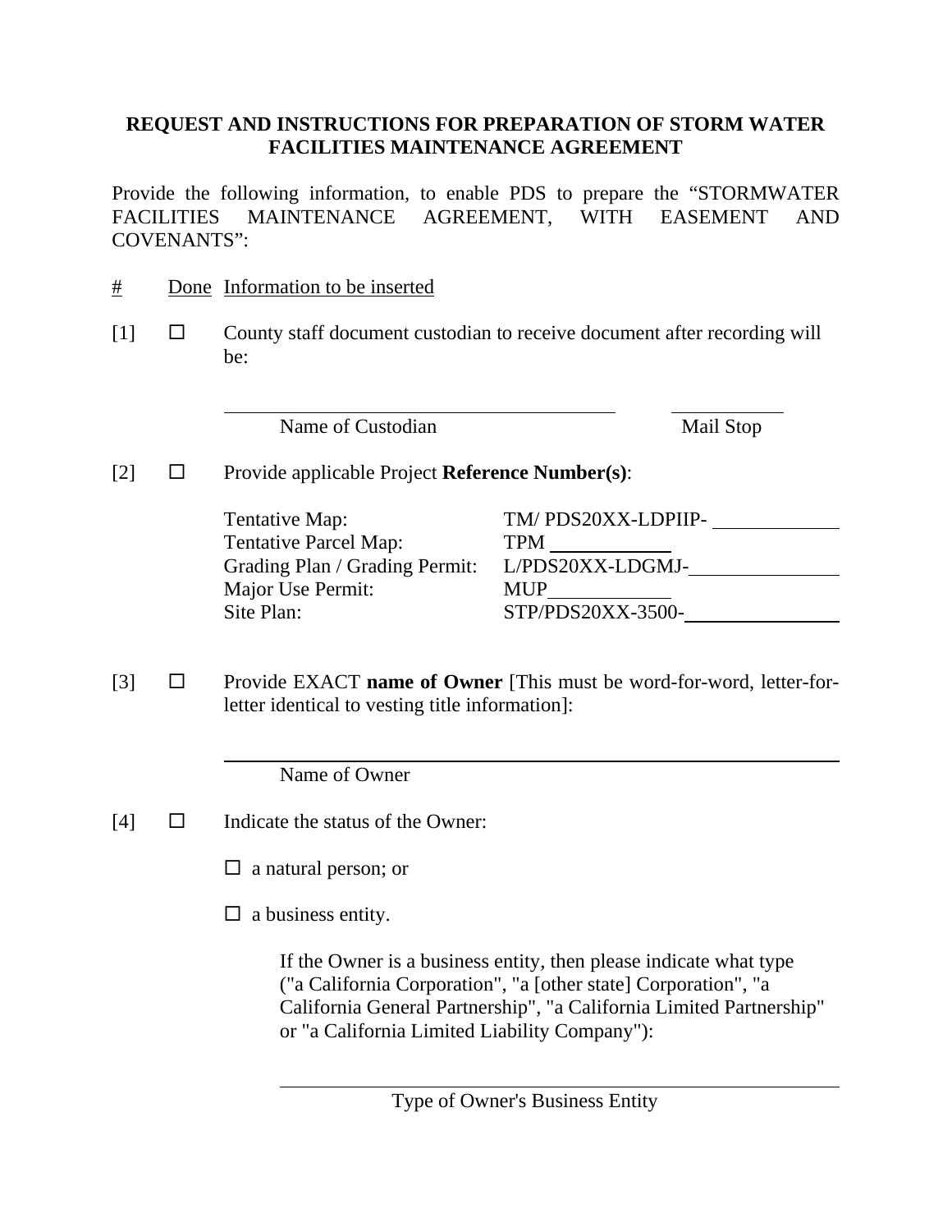## REQUEST AND INSTRUCTIONS FOR PREPARATION OF STORM WATER FACILITIES MAINTENANCE AGREEMENT

Provide the following information, to enable PDS to prepare the "STORMWATER FACILITIES MAINTENANCE AGREEMENT, WITH EASEMENT AND COVENANTS":

| # | Done | Information to be inserted |
|---|---|---|

[1] ☐ County staff document custodian to receive document after recording will be:

\_\_\_\_\_\_\_\_\_\_\_\_\_\_\_\_\_\_\_\_\_\_\_\_\_\_\_\_\_\_\_\_\_\_\_\_\_\_ \_\_\_\_\_\_\_\_\_\_\_\_
Name of Custodian Mail Stop

[2] ☐ Provide applicable Project **Reference Number(s)**:

| | |
|---|---|
| Tentative Map: | TM/ PDS20XX-LDPIIP- \_\_\_\_\_\_\_\_\_\_ |
| Tentative Parcel Map: | TPM \_\_\_\_\_\_\_\_\_\_ |
| Grading Plan / Grading Permit: | L/PDS20XX-LDGMJ-\_\_\_\_\_\_\_\_\_\_ |
| Major Use Permit: | MUP\_\_\_\_\_\_\_\_\_\_ |
| Site Plan: | STP/PDS20XX-3500-\_\_\_\_\_\_\_\_\_\_ |

[3] ☐ Provide EXACT **name of Owner** [This must be word-for-word, letter-for-letter identical to vesting title information]:

\_\_\_\_\_\_\_\_\_\_\_\_\_\_\_\_\_\_\_\_\_\_\_\_\_\_\_\_\_\_\_\_\_\_\_\_\_\_\_\_\_\_\_\_\_\_\_\_\_\_
Name of Owner

[4] ☐ Indicate the status of the Owner:

☐ a natural person; or

☐ a business entity.

If the Owner is a business entity, then please indicate what type ("a California Corporation", "a [other state] Corporation", "a California General Partnership", "a California Limited Partnership" or "a California Limited Liability Company"):

\_\_\_\_\_\_\_\_\_\_\_\_\_\_\_\_\_\_\_\_\_\_\_\_\_\_\_\_\_\_\_\_\_\_\_\_\_\_\_\_\_\_\_\_\_\_\_\_\_\_
Type of Owner's Business Entity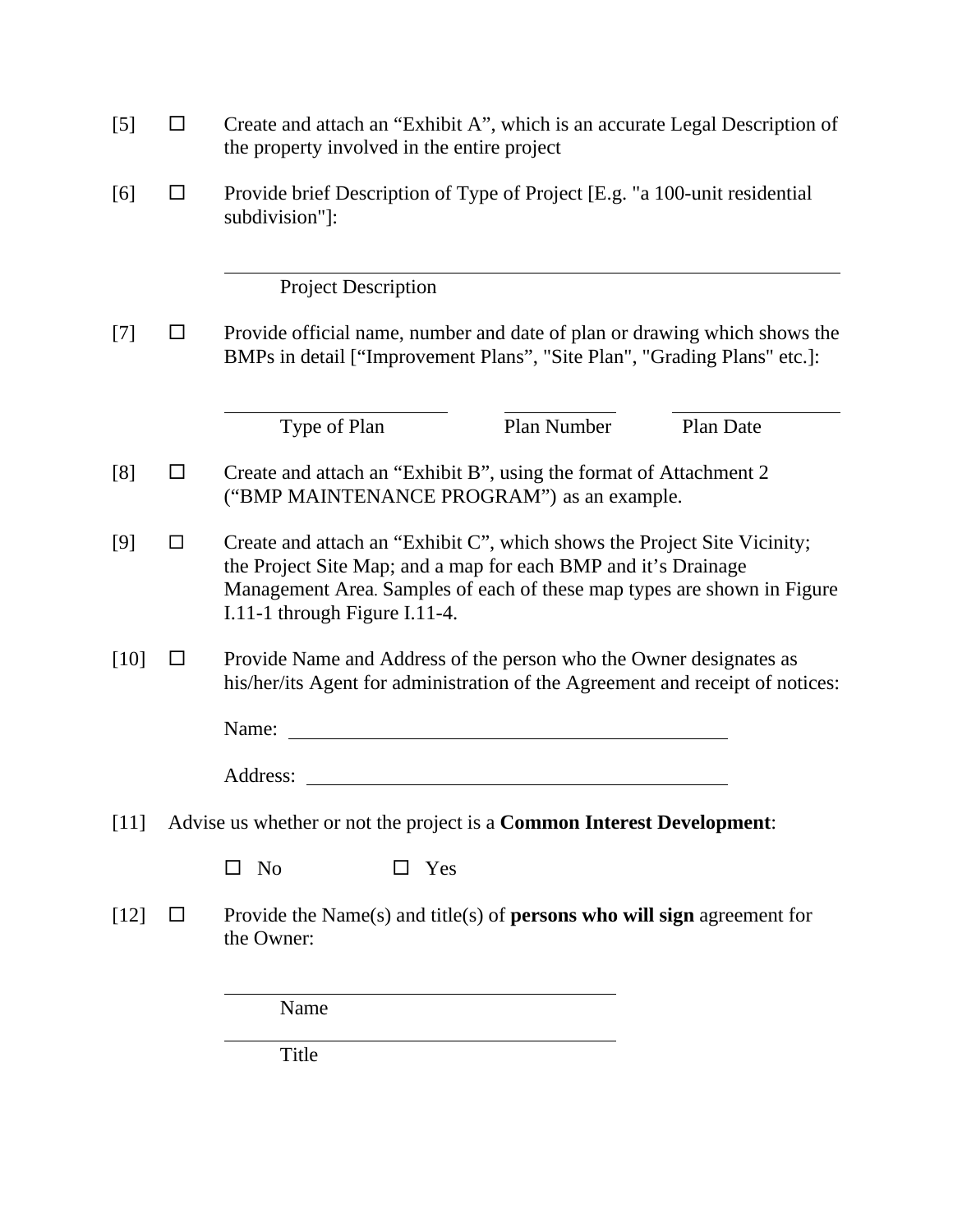[5] ☐ Create and attach an "Exhibit A", which is an accurate Legal Description of the property involved in the entire project

[6] ☐ Provide brief Description of Type of Project [E.g. "a 100-unit residential subdivision"]:

\_\_\_\_\_\_\_\_\_\_\_\_\_\_\_\_\_\_\_\_\_\_\_\_\_\_\_\_\_\_\_\_\_\_\_\_\_\_\_\_\_\_\_\_\_\_\_\_

Project Description

[7] ☐ Provide official name, number and date of plan or drawing which shows the BMPs in detail ["Improvement Plans", "Site Plan", "Grading Plans" etc.]:

| \_\_\_\_\_\_\_\_\_\_\_\_\_\_\_\_\_\_\_\_ | \_\_\_\_\_\_\_\_\_\_ | \_\_\_\_\_\_\_\_\_\_\_\_\_\_ |
| --- | --- | --- |
| Type of Plan | Plan Number | Plan Date |

[8] ☐ Create and attach an "Exhibit B", using the format of Attachment 2 ("BMP MAINTENANCE PROGRAM") as an example.

[9] ☐ Create and attach an "Exhibit C", which shows the Project Site Vicinity; the Project Site Map; and a map for each BMP and it's Drainage Management Area. Samples of each of these map types are shown in Figure I.11-1 through Figure I.11-4.

[10] ☐ Provide Name and Address of the person who the Owner designates as his/her/its Agent for administration of the Agreement and receipt of notices:

Name: \_\_\_\_\_\_\_\_\_\_\_\_\_\_\_\_\_\_\_\_\_\_\_\_\_\_\_\_\_\_\_\_\_\_\_\_\_\_

Address: \_\_\_\_\_\_\_\_\_\_\_\_\_\_\_\_\_\_\_\_\_\_\_\_\_\_\_\_\_\_\_\_\_\_\_\_

[11] Advise us whether or not the project is a **Common Interest Development**:

☐ No ☐ Yes

[12] ☐ Provide the Name(s) and title(s) of **persons who will sign** agreement for the Owner:

\_\_\_\_\_\_\_\_\_\_\_\_\_\_\_\_\_\_\_\_\_\_\_\_\_\_\_\_\_\_\_\_\_\_\_\_

Name

\_\_\_\_\_\_\_\_\_\_\_\_\_\_\_\_\_\_\_\_\_\_\_\_\_\_\_\_\_\_\_\_\_\_\_\_

Title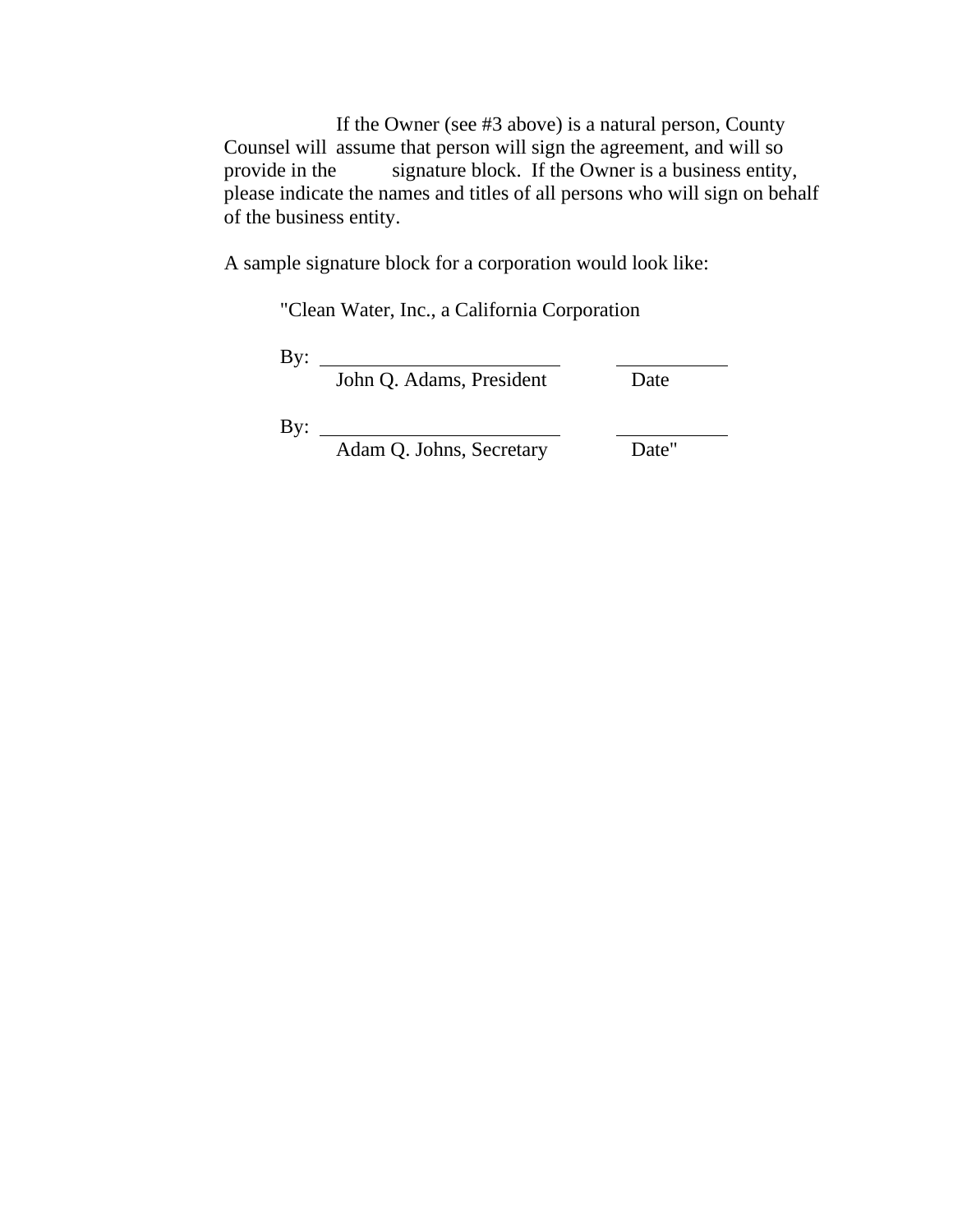If the Owner (see #3 above) is a natural person, County Counsel will assume that person will sign the agreement, and will so provide in the signature block. If the Owner is a business entity, please indicate the names and titles of all persons who will sign on behalf of the business entity.

A sample signature block for a corporation would look like:

"Clean Water, Inc., a California Corporation

By: ________________________ ____________
John Q. Adams, President Date

By: ________________________ ____________
Adam Q. Johns, Secretary Date"